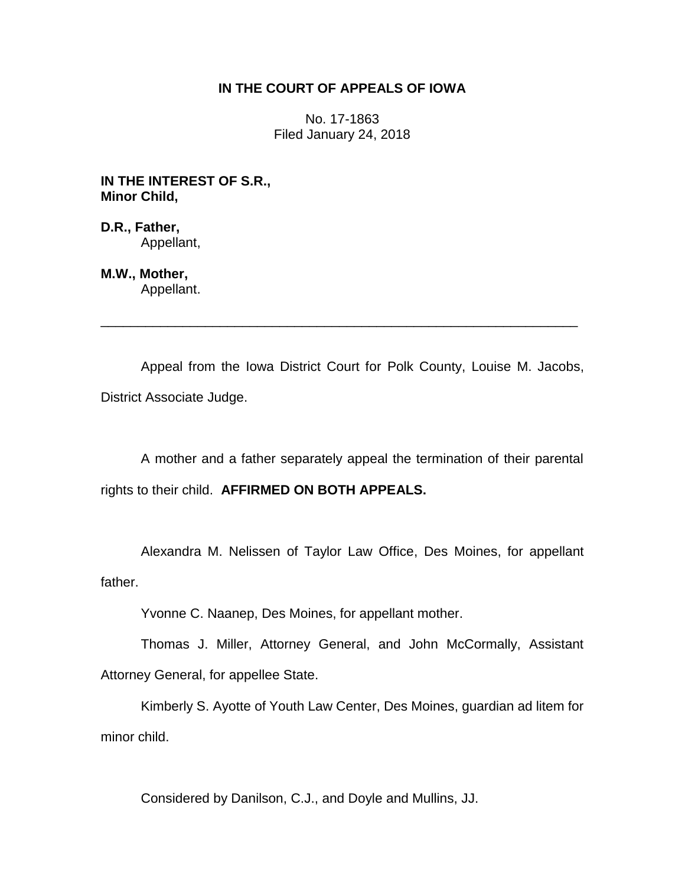**IN THE COURT OF APPEALS OF IOWA**

No. 17-1863
Filed January 24, 2018

**IN THE INTEREST OF S.R., Minor Child,**

**D.R., Father,**
Appellant,

**M.W., Mother,**
Appellant.

---

Appeal from the Iowa District Court for Polk County, Louise M. Jacobs, District Associate Judge.

A mother and a father separately appeal the termination of their parental rights to their child. **AFFIRMED ON BOTH APPEALS.**

Alexandra M. Nelissen of Taylor Law Office, Des Moines, for appellant father.

Yvonne C. Naanep, Des Moines, for appellant mother.

Thomas J. Miller, Attorney General, and John McCormally, Assistant Attorney General, for appellee State.

Kimberly S. Ayotte of Youth Law Center, Des Moines, guardian ad litem for minor child.

Considered by Danilson, C.J., and Doyle and Mullins, JJ.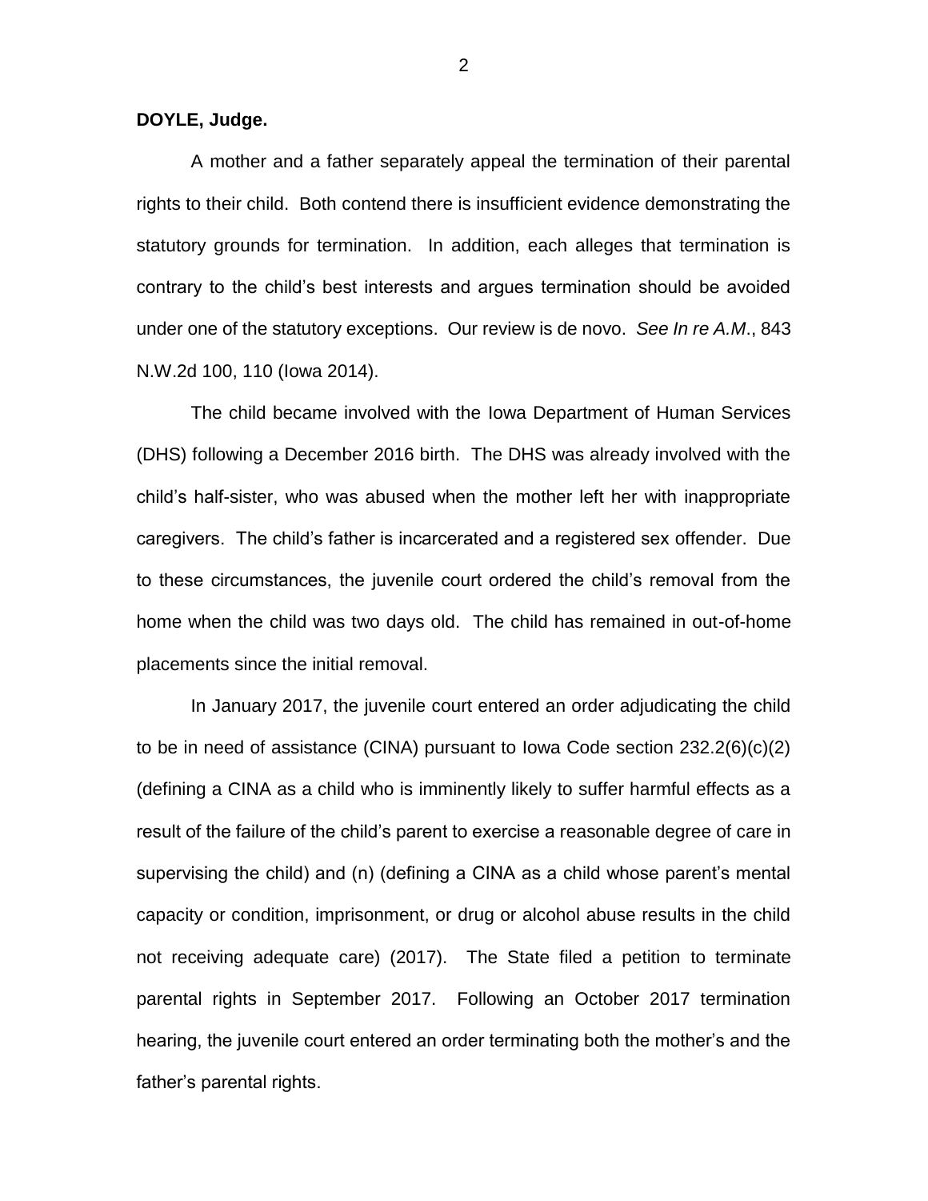**DOYLE, Judge.**

A mother and a father separately appeal the termination of their parental rights to their child. Both contend there is insufficient evidence demonstrating the statutory grounds for termination. In addition, each alleges that termination is contrary to the child's best interests and argues termination should be avoided under one of the statutory exceptions. Our review is de novo. *See In re A.M*., 843 N.W.2d 100, 110 (Iowa 2014).

The child became involved with the Iowa Department of Human Services (DHS) following a December 2016 birth. The DHS was already involved with the child's half-sister, who was abused when the mother left her with inappropriate caregivers. The child's father is incarcerated and a registered sex offender. Due to these circumstances, the juvenile court ordered the child's removal from the home when the child was two days old. The child has remained in out-of-home placements since the initial removal.

In January 2017, the juvenile court entered an order adjudicating the child to be in need of assistance (CINA) pursuant to Iowa Code section 232.2(6)(c)(2) (defining a CINA as a child who is imminently likely to suffer harmful effects as a result of the failure of the child's parent to exercise a reasonable degree of care in supervising the child) and (n) (defining a CINA as a child whose parent's mental capacity or condition, imprisonment, or drug or alcohol abuse results in the child not receiving adequate care) (2017). The State filed a petition to terminate parental rights in September 2017. Following an October 2017 termination hearing, the juvenile court entered an order terminating both the mother's and the father's parental rights.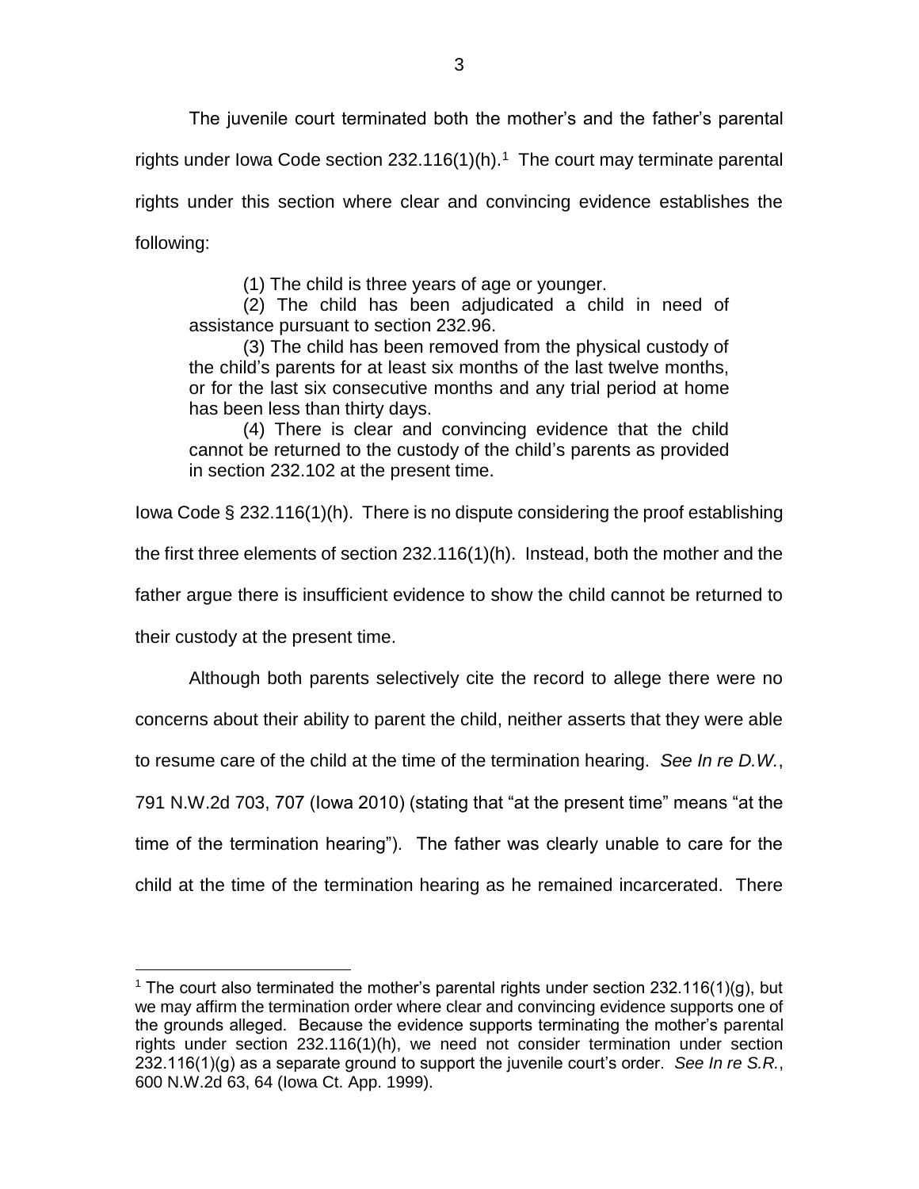The juvenile court terminated both the mother's and the father's parental rights under Iowa Code section 232.116(1)(h).[1] The court may terminate parental rights under this section where clear and convincing evidence establishes the following:

> (1) The child is three years of age or younger.
>
> (2) The child has been adjudicated a child in need of assistance pursuant to section 232.96.
>
> (3) The child has been removed from the physical custody of the child's parents for at least six months of the last twelve months, or for the last six consecutive months and any trial period at home has been less than thirty days.
>
> (4) There is clear and convincing evidence that the child cannot be returned to the custody of the child's parents as provided in section 232.102 at the present time.

Iowa Code § 232.116(1)(h). There is no dispute considering the proof establishing the first three elements of section 232.116(1)(h). Instead, both the mother and the father argue there is insufficient evidence to show the child cannot be returned to their custody at the present time.

Although both parents selectively cite the record to allege there were no concerns about their ability to parent the child, neither asserts that they were able to resume care of the child at the time of the termination hearing. *See In re D.W.*, 791 N.W.2d 703, 707 (Iowa 2010) (stating that "at the present time" means "at the time of the termination hearing"). The father was clearly unable to care for the child at the time of the termination hearing as he remained incarcerated. There

[1] The court also terminated the mother's parental rights under section 232.116(1)(g), but we may affirm the termination order where clear and convincing evidence supports one of the grounds alleged. Because the evidence supports terminating the mother's parental rights under section 232.116(1)(h), we need not consider termination under section 232.116(1)(g) as a separate ground to support the juvenile court's order. *See In re S.R.*, 600 N.W.2d 63, 64 (Iowa Ct. App. 1999).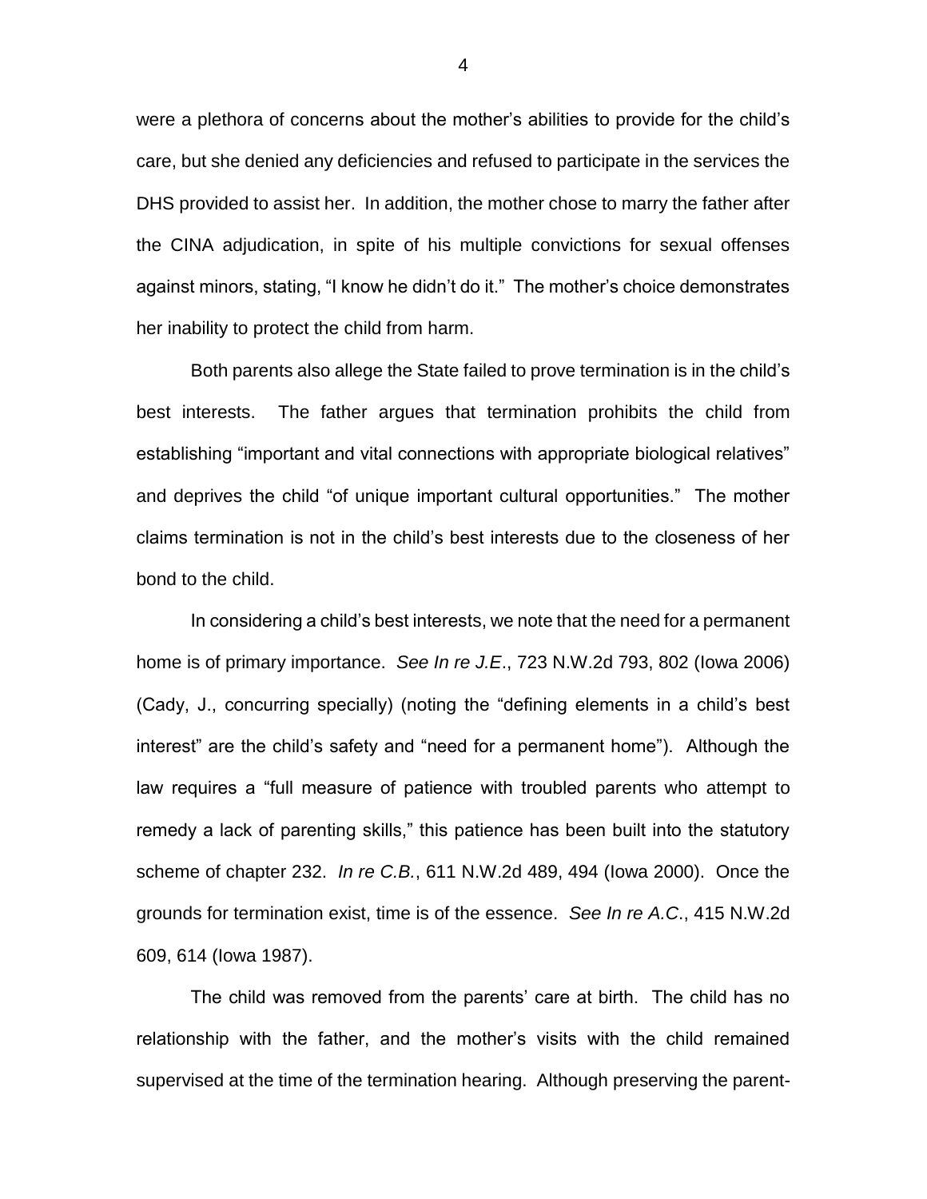were a plethora of concerns about the mother's abilities to provide for the child's care, but she denied any deficiencies and refused to participate in the services the DHS provided to assist her. In addition, the mother chose to marry the father after the CINA adjudication, in spite of his multiple convictions for sexual offenses against minors, stating, "I know he didn't do it." The mother's choice demonstrates her inability to protect the child from harm.

Both parents also allege the State failed to prove termination is in the child's best interests. The father argues that termination prohibits the child from establishing "important and vital connections with appropriate biological relatives" and deprives the child "of unique important cultural opportunities." The mother claims termination is not in the child's best interests due to the closeness of her bond to the child.

In considering a child's best interests, we note that the need for a permanent home is of primary importance. *See In re J.E.*, 723 N.W.2d 793, 802 (Iowa 2006) (Cady, J., concurring specially) (noting the "defining elements in a child's best interest" are the child's safety and "need for a permanent home"). Although the law requires a "full measure of patience with troubled parents who attempt to remedy a lack of parenting skills," this patience has been built into the statutory scheme of chapter 232. *In re C.B.*, 611 N.W.2d 489, 494 (Iowa 2000). Once the grounds for termination exist, time is of the essence. *See In re A.C.*, 415 N.W.2d 609, 614 (Iowa 1987).

The child was removed from the parents' care at birth. The child has no relationship with the father, and the mother's visits with the child remained supervised at the time of the termination hearing. Although preserving the parent-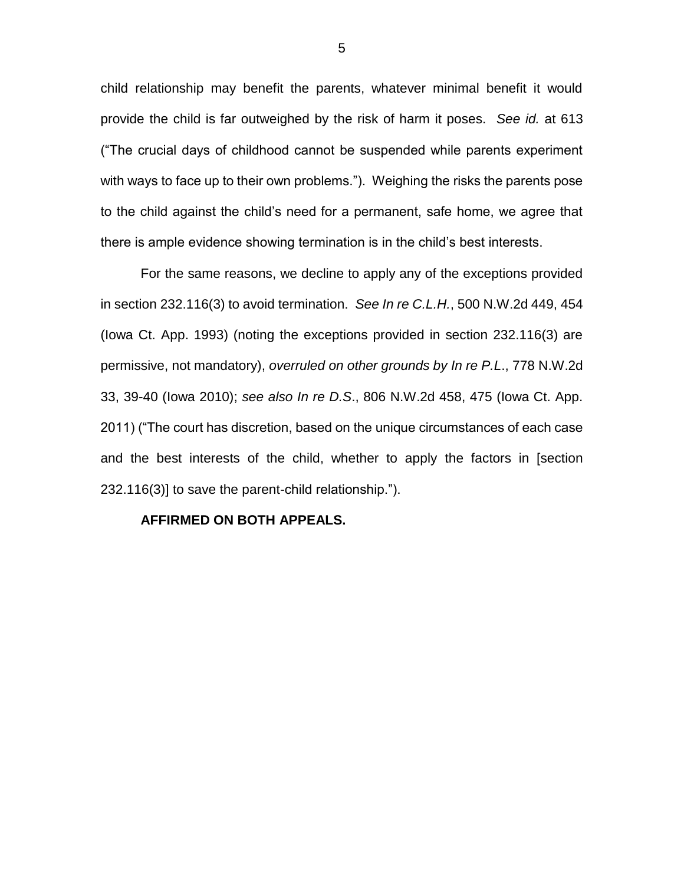child relationship may benefit the parents, whatever minimal benefit it would provide the child is far outweighed by the risk of harm it poses. *See id.* at 613 ("The crucial days of childhood cannot be suspended while parents experiment with ways to face up to their own problems."). Weighing the risks the parents pose to the child against the child's need for a permanent, safe home, we agree that there is ample evidence showing termination is in the child's best interests.

For the same reasons, we decline to apply any of the exceptions provided in section 232.116(3) to avoid termination. *See In re C.L.H.*, 500 N.W.2d 449, 454 (Iowa Ct. App. 1993) (noting the exceptions provided in section 232.116(3) are permissive, not mandatory), *overruled on other grounds by In re P.L*., 778 N.W.2d 33, 39-40 (Iowa 2010); *see also In re D.S*., 806 N.W.2d 458, 475 (Iowa Ct. App. 2011) ("The court has discretion, based on the unique circumstances of each case and the best interests of the child, whether to apply the factors in [section 232.116(3)] to save the parent-child relationship.").

**AFFIRMED ON BOTH APPEALS.**